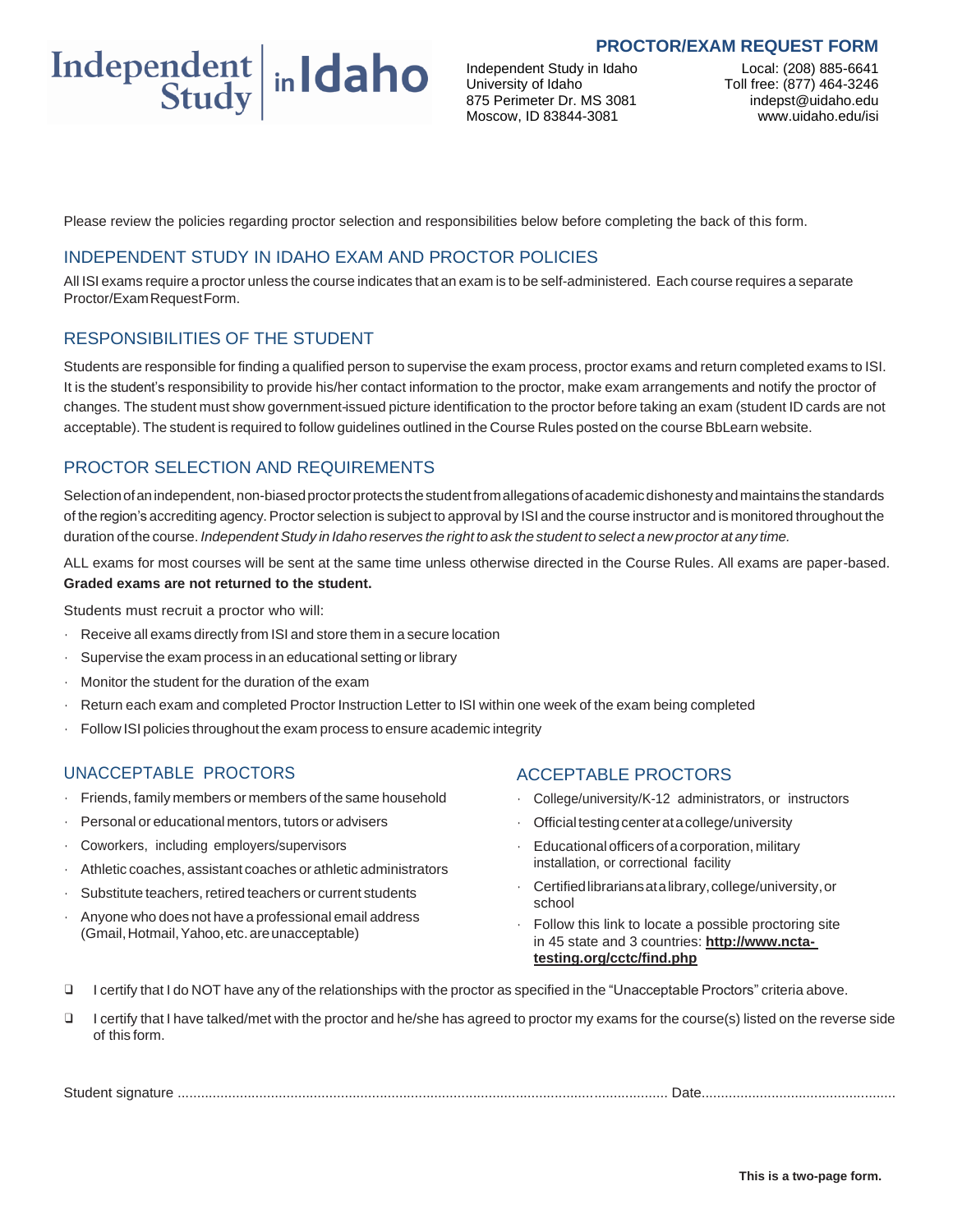Independent Study in Idaho

# PROCTOR/EXAM REQUEST FORM

Independent Study in Idaho
University of Idaho
875 Perimeter Dr. MS 3081
Moscow, ID 83844-3081

Local: (208) 885-6641
Toll free: (877) 464-3246
indepst@uidaho.edu
www.uidaho.edu/isi

Please review the policies regarding proctor selection and responsibilities below before completing the back of this form.

## INDEPENDENT STUDY IN IDAHO EXAM AND PROCTOR POLICIES

All ISI exams require a proctor unless the course indicates that an exam is to be self-administered. Each course requires a separate Proctor/Exam Request Form.

## RESPONSIBILITIES OF THE STUDENT

Students are responsible for finding a qualified person to supervise the exam process, proctor exams and return completed exams to ISI. It is the student's responsibility to provide his/her contact information to the proctor, make exam arrangements and notify the proctor of changes. The student must show government-issued picture identification to the proctor before taking an exam (student ID cards are not acceptable). The student is required to follow guidelines outlined in the Course Rules posted on the course BbLearn website.

## PROCTOR SELECTION AND REQUIREMENTS

Selection of an independent, non-biased proctor protects the student from allegations of academic dishonesty and maintains the standards of the region's accrediting agency. Proctor selection is subject to approval by ISI and the course instructor and is monitored throughout the duration of the course. *Independent Study in Idaho reserves the right to ask the student to select a new proctor at any time.*

ALL exams for most courses will be sent at the same time unless otherwise directed in the Course Rules. All exams are paper-based. **Graded exams are not returned to the student.**

Students must recruit a proctor who will:

- Receive all exams directly from ISI and store them in a secure location
- Supervise the exam process in an educational setting or library
- Monitor the student for the duration of the exam
- Return each exam and completed Proctor Instruction Letter to ISI within one week of the exam being completed
- Follow ISI policies throughout the exam process to ensure academic integrity

## UNACCEPTABLE PROCTORS

- Friends, family members or members of the same household
- Personal or educational mentors, tutors or advisers
- Coworkers, including employers/supervisors
- Athletic coaches, assistant coaches or athletic administrators
- Substitute teachers, retired teachers or current students
- Anyone who does not have a professional email address (Gmail, Hotmail, Yahoo, etc. are unacceptable)

## ACCEPTABLE PROCTORS

- College/university/K-12 administrators, or instructors
- Official testing center at a college/university
- Educational officers of a corporation, military installation, or correctional facility
- Certified librarians at a library, college/university, or school
- Follow this link to locate a possible proctoring site in 45 state and 3 countries: **http://www.ncta-testing.org/cctc/find.php**

❑ I certify that I do NOT have any of the relationships with the proctor as specified in the "Unacceptable Proctors" criteria above.

❑ I certify that I have talked/met with the proctor and he/she has agreed to proctor my exams for the course(s) listed on the reverse side of this form.

Student signature .................................................................................................................... Date.................................................

**This is a two-page form.**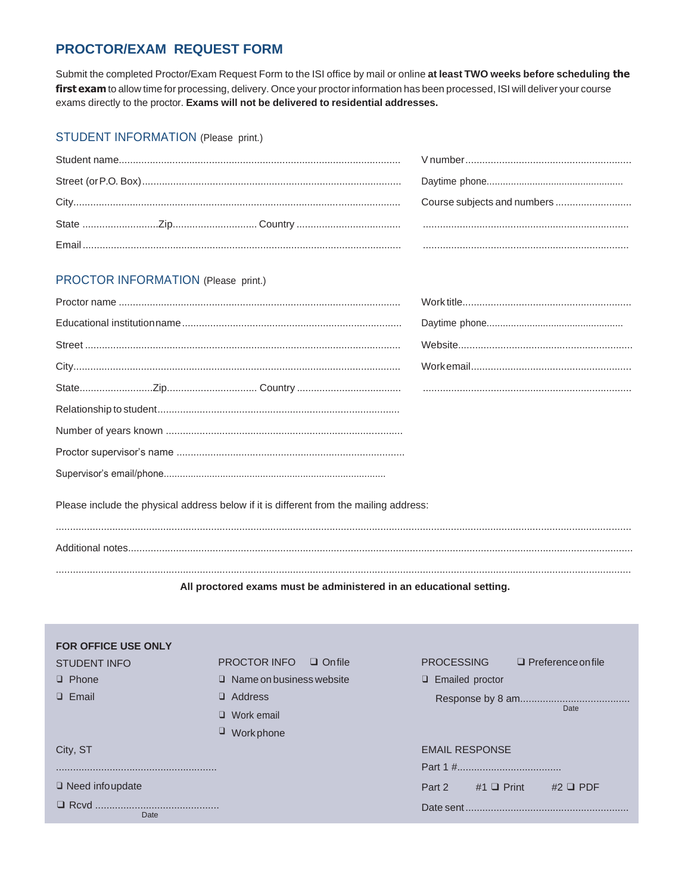## PROCTOR/EXAM REQUEST FORM

Submit the completed Proctor/Exam Request Form to the ISI office by mail or online **at least TWO weeks before scheduling the first exam** to allow time for processing, delivery. Once your proctor information has been processed, ISI will deliver your course exams directly to the proctor. **Exams will not be delivered to residential addresses.**

### STUDENT INFORMATION (Please print.)

Student name..................................................................................................

Street (or P.O. Box)..........................................................................................

City..................................................................................................................

State ........................Zip.............................. Country .....................................

Email ...............................................................................................................

V number...........................................................

Daytime phone..................................................

Course subjects and numbers ...........................

.........................................................................

.........................................................................

### PROCTOR INFORMATION (Please print.)

Proctor name ..................................................................................................

Educational institution name.............................................................................

Street ...............................................................................................................

City..................................................................................................................

State..........................Zip................................ Country .....................................

Relationship to student.....................................................................................

Number of years known ...................................................................................

Proctor supervisor's name ................................................................................

Supervisor's email/phone.................................................................................

Work title............................................................

Daytime phone..................................................

Website..............................................................

Work email.........................................................

.........................................................................

Please include the physical address below if it is different from the mailing address:

.......................................................................................................................................................................

Additional notes...............................................................................................................................................

.......................................................................................................................................................................

**All proctored exams must be administered in an educational setting.**

---

**FOR OFFICE USE ONLY**

STUDENT INFO

❑ Phone

❑ Email

City, ST

........................................................

❑ Need info update

❑ Rcvd ............................................
Date

PROCTOR INFO ❑ On file

❑ Name on business website

❑ Address

❑ Work email

❑ Work phone

PROCESSING ❑ Preference on file

❑ Emailed proctor

Response by 8 am......................................
Date

EMAIL RESPONSE

Part 1 #....................................

Part 2 #1 ❑ Print #2 ❑ PDF

Date sent.........................................................